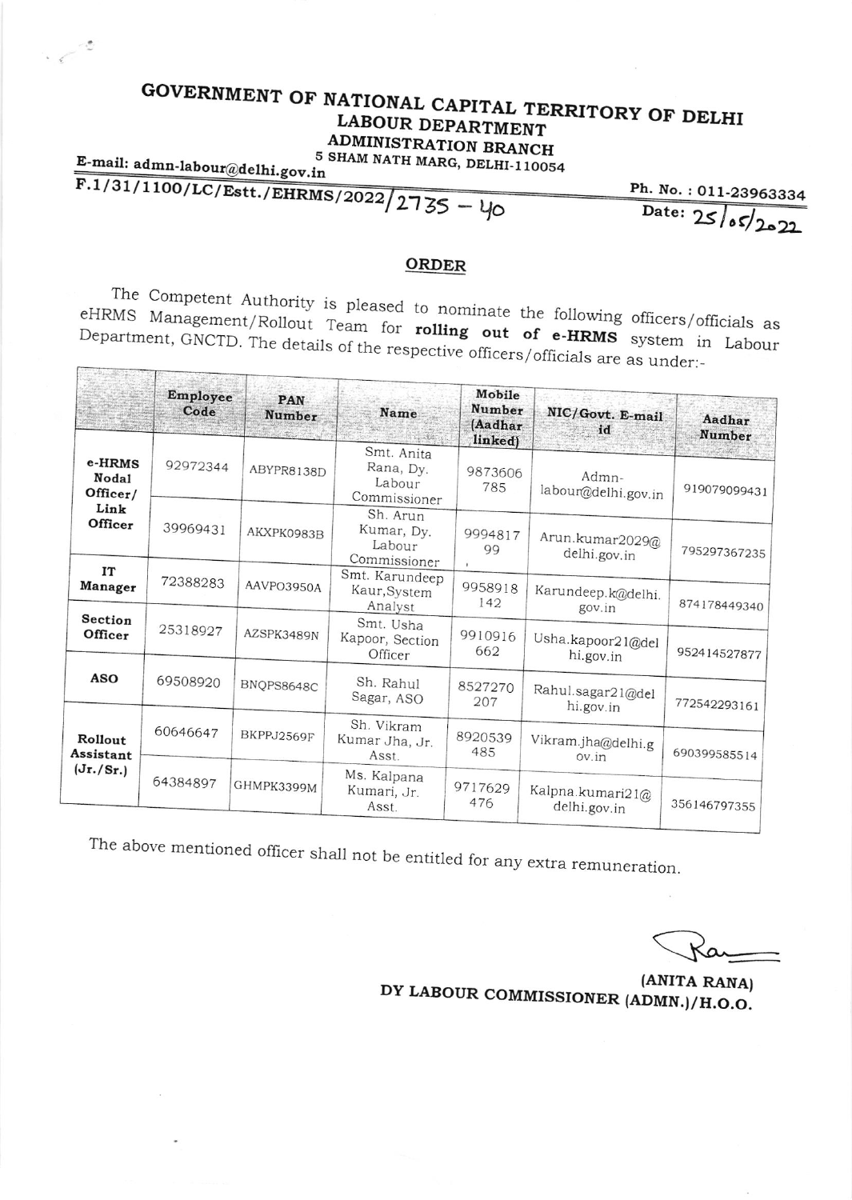# GOVERNMENT OF NATIONAL CAPITAL TERRITORY OF DELHI
## LABOUR DEPARTMENT
### ADMINISTRATION BRANCH

5 SHAM NATH MARG, DELHI-110054

E-mail: admn-labour@delhi.gov.in

F.1/31/1100/LC/Estt./EHRMS/2022/2735 – 40

Ph. No. : 011-23963334

Date: 25/05/2022

## ORDER

The Competent Authority is pleased to nominate the following officers/officials as eHRMS Management/Rollout Team for **rolling out of e-HRMS** system in Labour Department, GNCTD. The details of the respective officers/officials are as under:-

| | Employee Code | PAN Number | Name | Mobile Number (Aadhar linked) | NIC/Govt. E-mail id | Aadhar Number |
|---|---|---|---|---|---|---|
| e-HRMS Nodal Officer/ Link Officer | 92972344 | ABYPR8138D | Smt. Anita Rana, Dy. Labour Commissioner | 9873606785 | Admn-labour@delhi.gov.in | 919079099431 |
| | 39969431 | AKXPK0983B | Sh. Arun Kumar, Dy. Labour Commissioner | 999481799 | Arun.kumar2029@delhi.gov.in | 795297367235 |
| IT Manager | 72388283 | AAVPO3950A | Smt. Karundeep Kaur, System Analyst | 9958918142 | Karundeep.k@delhi.gov.in | 874178449340 |
| Section Officer | 25318927 | AZSPK3489N | Smt. Usha Kapoor, Section Officer | 9910916662 | Usha.kapoor21@delhi.gov.in | 952414527877 |
| ASO | 69508920 | BNQPS8648C | Sh. Rahul Sagar, ASO | 8527270207 | Rahul.sagar21@delhi.gov.in | 772542293161 |
| Rollout Assistant (Jr./Sr.) | 60646647 | BKPPJ2569F | Sh. Vikram Kumar Jha, Jr. Asst. | 8920539485 | Vikram.jha@delhi.gov.in | 690399585514 |
| | 64384897 | GHMPK3399M | Ms. Kalpana Kumari, Jr. Asst. | 9717629476 | Kalpna.kumari21@delhi.gov.in | 356146797355 |

The above mentioned officer shall not be entitled for any extra remuneration.

(ANITA RANA)

DY LABOUR COMMISSIONER (ADMN.)/H.O.O.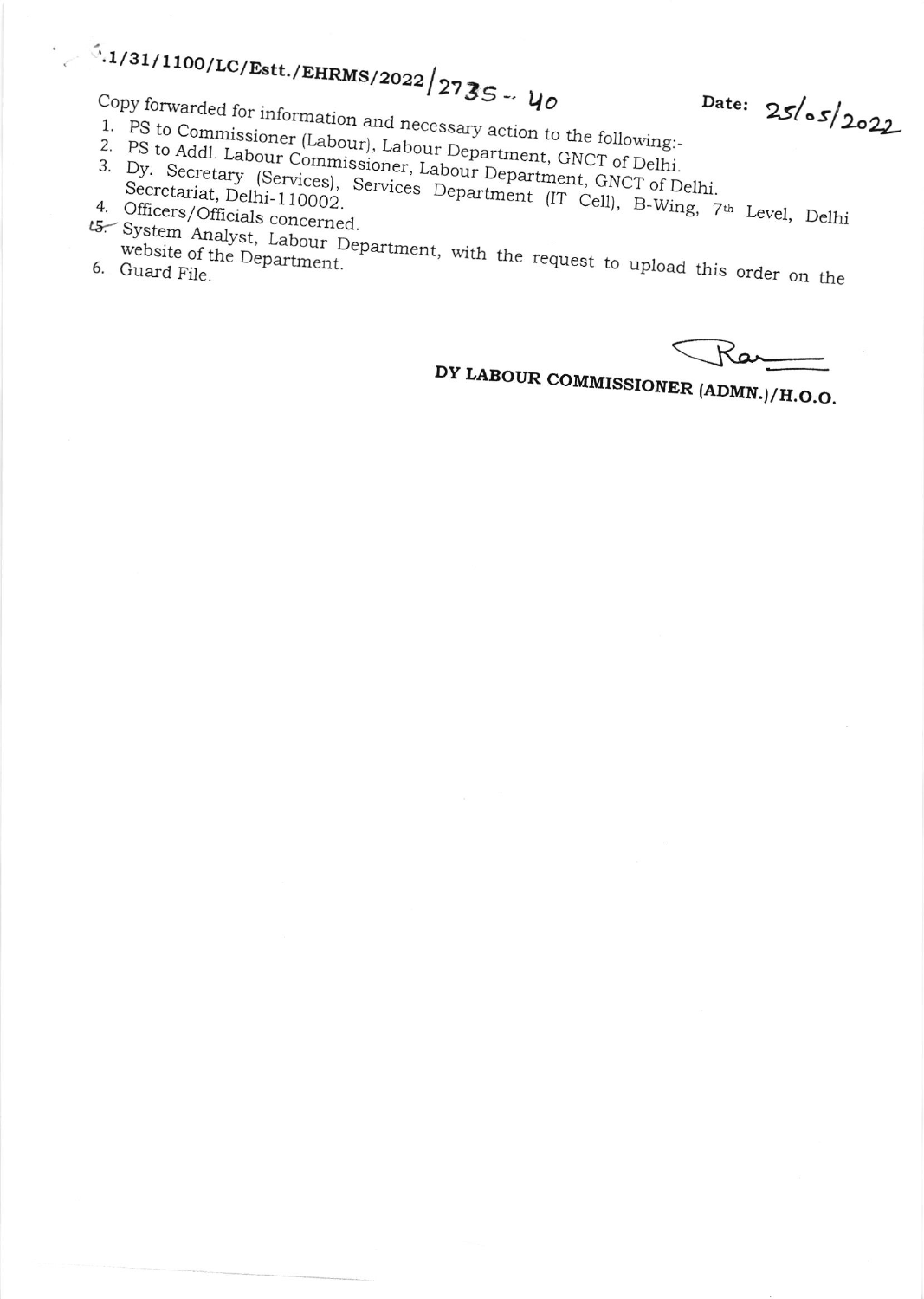.1/31/1100/LC/Estt./EHRMS/2022/2735 - 40

Date: 25/05/2022

Copy forwarded for information and necessary action to the following:-

1. PS to Commissioner (Labour), Labour Department, GNCT of Delhi.
2. PS to Addl. Labour Commissioner, Labour Department, GNCT of Delhi.
3. Dy. Secretary (Services), Services Department (IT Cell), B-Wing, 7th Level, Delhi Secretariat, Delhi-110002.
4. Officers/Officials concerned.
5. System Analyst, Labour Department, with the request to upload this order on the website of the Department.
6. Guard File.

DY LABOUR COMMISSIONER (ADMN.)/H.O.O.